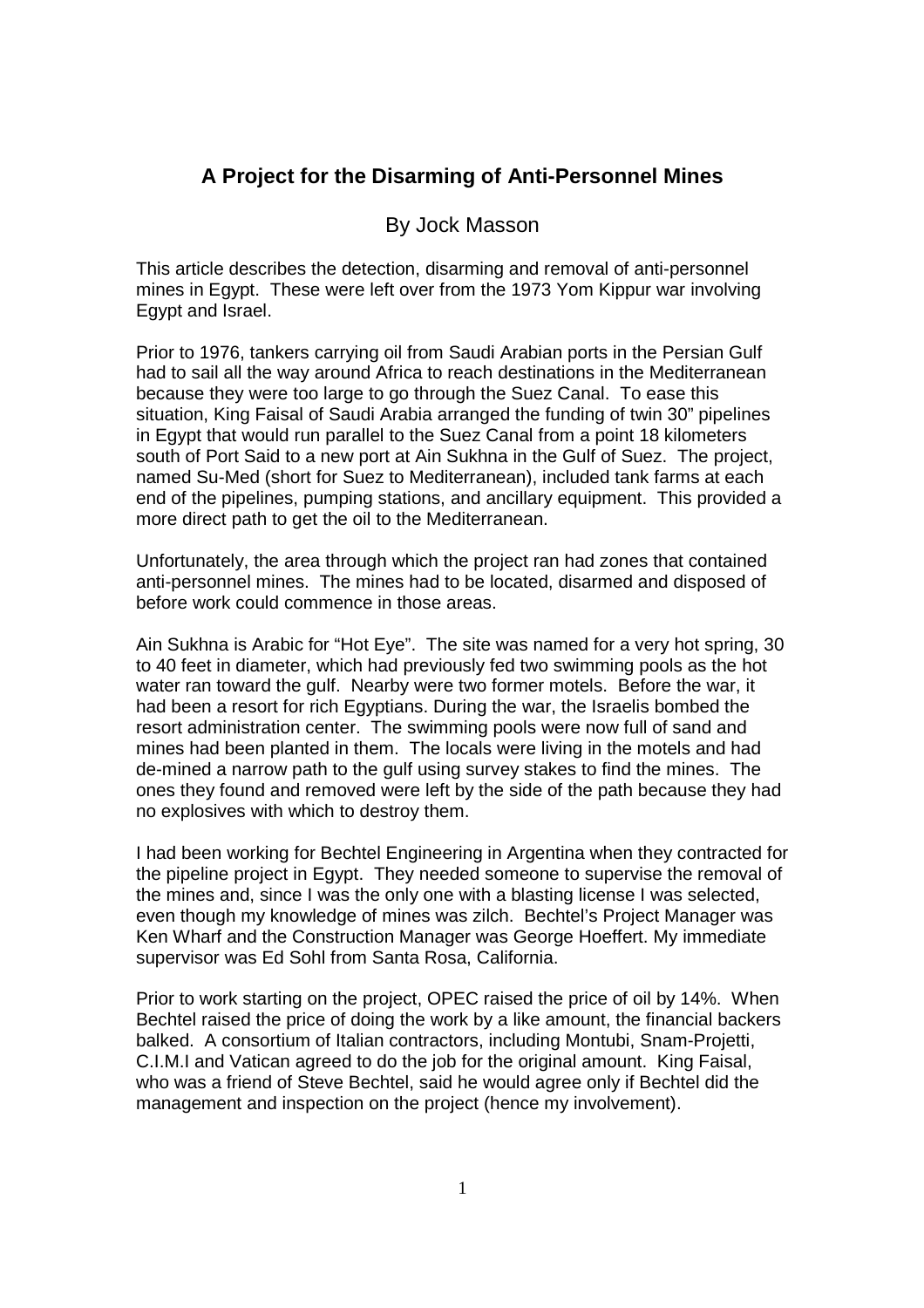# A Project for the Disarming of Anti-Personnel Mines

By Jock Masson

This article describes the detection, disarming and removal of anti-personnel mines in Egypt. These were left over from the 1973 Yom Kippur war involving Egypt and Israel.

Prior to 1976, tankers carrying oil from Saudi Arabian ports in the Persian Gulf had to sail all the way around Africa to reach destinations in the Mediterranean because they were too large to go through the Suez Canal. To ease this situation, King Faisal of Saudi Arabia arranged the funding of twin 30" pipelines in Egypt that would run parallel to the Suez Canal from a point 18 kilometers south of Port Said to a new port at Ain Sukhna in the Gulf of Suez. The project, named Su-Med (short for Suez to Mediterranean), included tank farms at each end of the pipelines, pumping stations, and ancillary equipment. This provided a more direct path to get the oil to the Mediterranean.

Unfortunately, the area through which the project ran had zones that contained anti-personnel mines. The mines had to be located, disarmed and disposed of before work could commence in those areas.

Ain Sukhna is Arabic for "Hot Eye". The site was named for a very hot spring, 30 to 40 feet in diameter, which had previously fed two swimming pools as the hot water ran toward the gulf. Nearby were two former motels. Before the war, it had been a resort for rich Egyptians. During the war, the Israelis bombed the resort administration center. The swimming pools were now full of sand and mines had been planted in them. The locals were living in the motels and had de-mined a narrow path to the gulf using survey stakes to find the mines. The ones they found and removed were left by the side of the path because they had no explosives with which to destroy them.

I had been working for Bechtel Engineering in Argentina when they contracted for the pipeline project in Egypt. They needed someone to supervise the removal of the mines and, since I was the only one with a blasting license I was selected, even though my knowledge of mines was zilch. Bechtel's Project Manager was Ken Wharf and the Construction Manager was George Hoeffert. My immediate supervisor was Ed Sohl from Santa Rosa, California.

Prior to work starting on the project, OPEC raised the price of oil by 14%. When Bechtel raised the price of doing the work by a like amount, the financial backers balked. A consortium of Italian contractors, including Montubi, Snam-Projetti, C.I.M.I and Vatican agreed to do the job for the original amount. King Faisal, who was a friend of Steve Bechtel, said he would agree only if Bechtel did the management and inspection on the project (hence my involvement).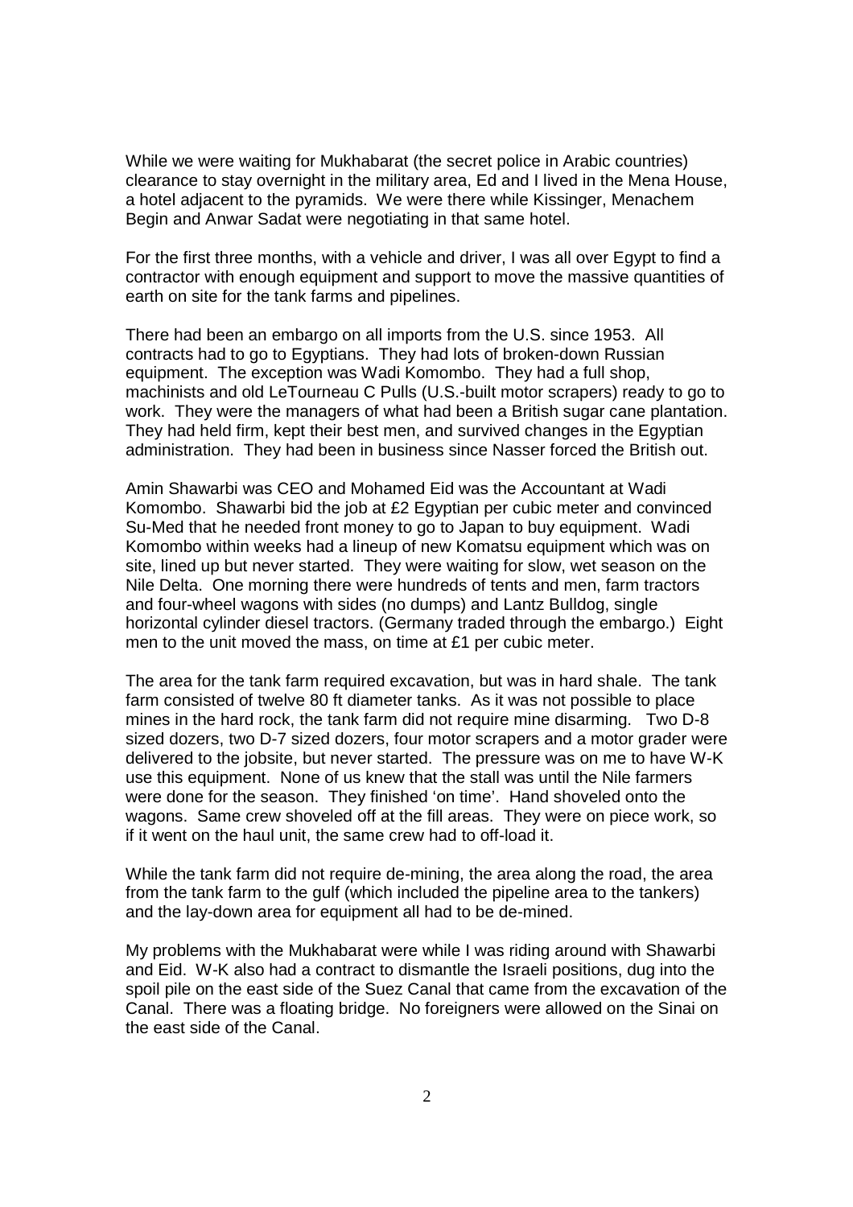While we were waiting for Mukhabarat (the secret police in Arabic countries) clearance to stay overnight in the military area, Ed and I lived in the Mena House, a hotel adjacent to the pyramids. We were there while Kissinger, Menachem Begin and Anwar Sadat were negotiating in that same hotel.

For the first three months, with a vehicle and driver, I was all over Egypt to find a contractor with enough equipment and support to move the massive quantities of earth on site for the tank farms and pipelines.

There had been an embargo on all imports from the U.S. since 1953. All contracts had to go to Egyptians. They had lots of broken-down Russian equipment. The exception was Wadi Komombo. They had a full shop, machinists and old LeTourneau C Pulls (U.S.-built motor scrapers) ready to go to work. They were the managers of what had been a British sugar cane plantation. They had held firm, kept their best men, and survived changes in the Egyptian administration. They had been in business since Nasser forced the British out.

Amin Shawarbi was CEO and Mohamed Eid was the Accountant at Wadi Komombo. Shawarbi bid the job at £2 Egyptian per cubic meter and convinced Su-Med that he needed front money to go to Japan to buy equipment. Wadi Komombo within weeks had a lineup of new Komatsu equipment which was on site, lined up but never started. They were waiting for slow, wet season on the Nile Delta. One morning there were hundreds of tents and men, farm tractors and four-wheel wagons with sides (no dumps) and Lantz Bulldog, single horizontal cylinder diesel tractors. (Germany traded through the embargo.) Eight men to the unit moved the mass, on time at £1 per cubic meter.

The area for the tank farm required excavation, but was in hard shale. The tank farm consisted of twelve 80 ft diameter tanks. As it was not possible to place mines in the hard rock, the tank farm did not require mine disarming. Two D-8 sized dozers, two D-7 sized dozers, four motor scrapers and a motor grader were delivered to the jobsite, but never started. The pressure was on me to have W-K use this equipment. None of us knew that the stall was until the Nile farmers were done for the season. They finished 'on time'. Hand shoveled onto the wagons. Same crew shoveled off at the fill areas. They were on piece work, so if it went on the haul unit, the same crew had to off-load it.

While the tank farm did not require de-mining, the area along the road, the area from the tank farm to the gulf (which included the pipeline area to the tankers) and the lay-down area for equipment all had to be de-mined.

My problems with the Mukhabarat were while I was riding around with Shawarbi and Eid. W-K also had a contract to dismantle the Israeli positions, dug into the spoil pile on the east side of the Suez Canal that came from the excavation of the Canal. There was a floating bridge. No foreigners were allowed on the Sinai on the east side of the Canal.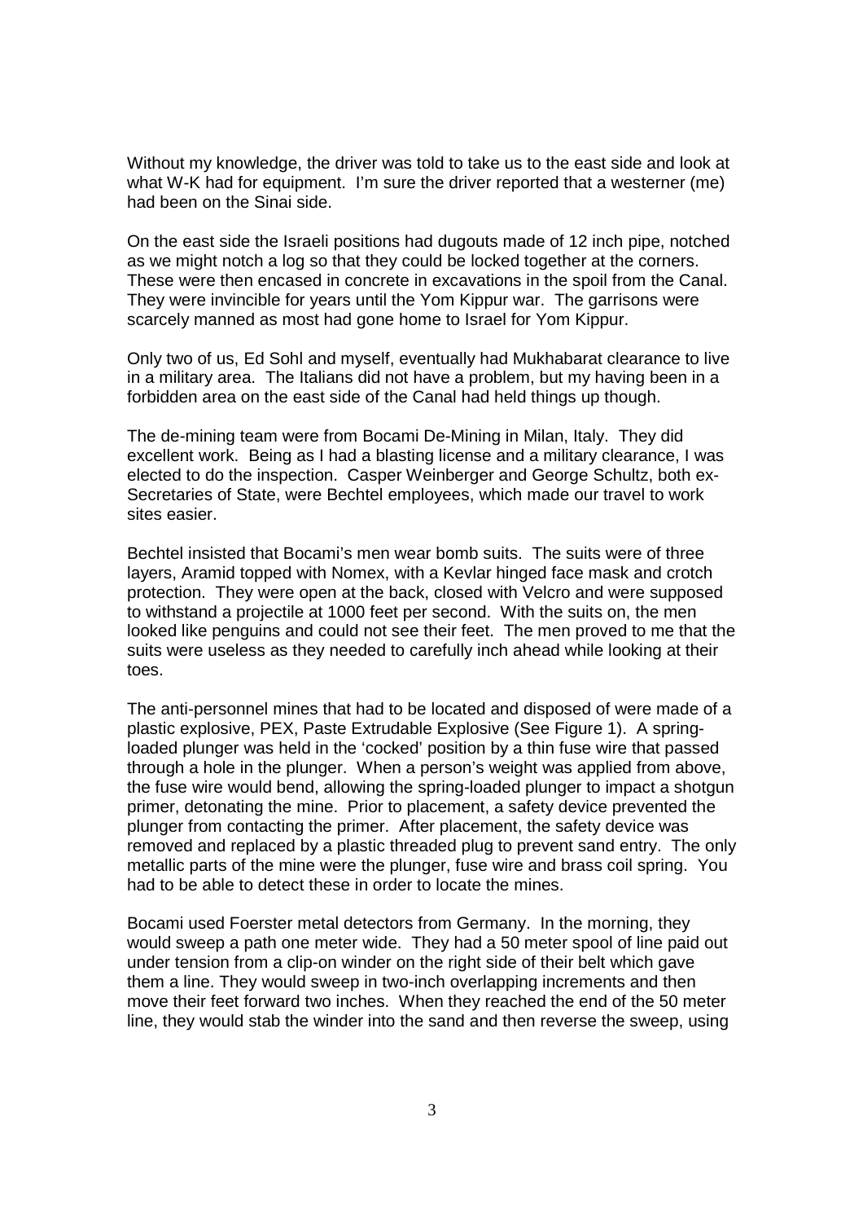Without my knowledge, the driver was told to take us to the east side and look at what W-K had for equipment. I'm sure the driver reported that a westerner (me) had been on the Sinai side.

On the east side the Israeli positions had dugouts made of 12 inch pipe, notched as we might notch a log so that they could be locked together at the corners. These were then encased in concrete in excavations in the spoil from the Canal. They were invincible for years until the Yom Kippur war. The garrisons were scarcely manned as most had gone home to Israel for Yom Kippur.

Only two of us, Ed Sohl and myself, eventually had Mukhabarat clearance to live in a military area. The Italians did not have a problem, but my having been in a forbidden area on the east side of the Canal had held things up though.

The de-mining team were from Bocami De-Mining in Milan, Italy. They did excellent work. Being as I had a blasting license and a military clearance, I was elected to do the inspection. Casper Weinberger and George Schultz, both ex-Secretaries of State, were Bechtel employees, which made our travel to work sites easier.

Bechtel insisted that Bocami's men wear bomb suits. The suits were of three layers, Aramid topped with Nomex, with a Kevlar hinged face mask and crotch protection. They were open at the back, closed with Velcro and were supposed to withstand a projectile at 1000 feet per second. With the suits on, the men looked like penguins and could not see their feet. The men proved to me that the suits were useless as they needed to carefully inch ahead while looking at their toes.

The anti-personnel mines that had to be located and disposed of were made of a plastic explosive, PEX, Paste Extrudable Explosive (See Figure 1). A spring-loaded plunger was held in the 'cocked' position by a thin fuse wire that passed through a hole in the plunger. When a person's weight was applied from above, the fuse wire would bend, allowing the spring-loaded plunger to impact a shotgun primer, detonating the mine. Prior to placement, a safety device prevented the plunger from contacting the primer. After placement, the safety device was removed and replaced by a plastic threaded plug to prevent sand entry. The only metallic parts of the mine were the plunger, fuse wire and brass coil spring. You had to be able to detect these in order to locate the mines.

Bocami used Foerster metal detectors from Germany. In the morning, they would sweep a path one meter wide. They had a 50 meter spool of line paid out under tension from a clip-on winder on the right side of their belt which gave them a line. They would sweep in two-inch overlapping increments and then move their feet forward two inches. When they reached the end of the 50 meter line, they would stab the winder into the sand and then reverse the sweep, using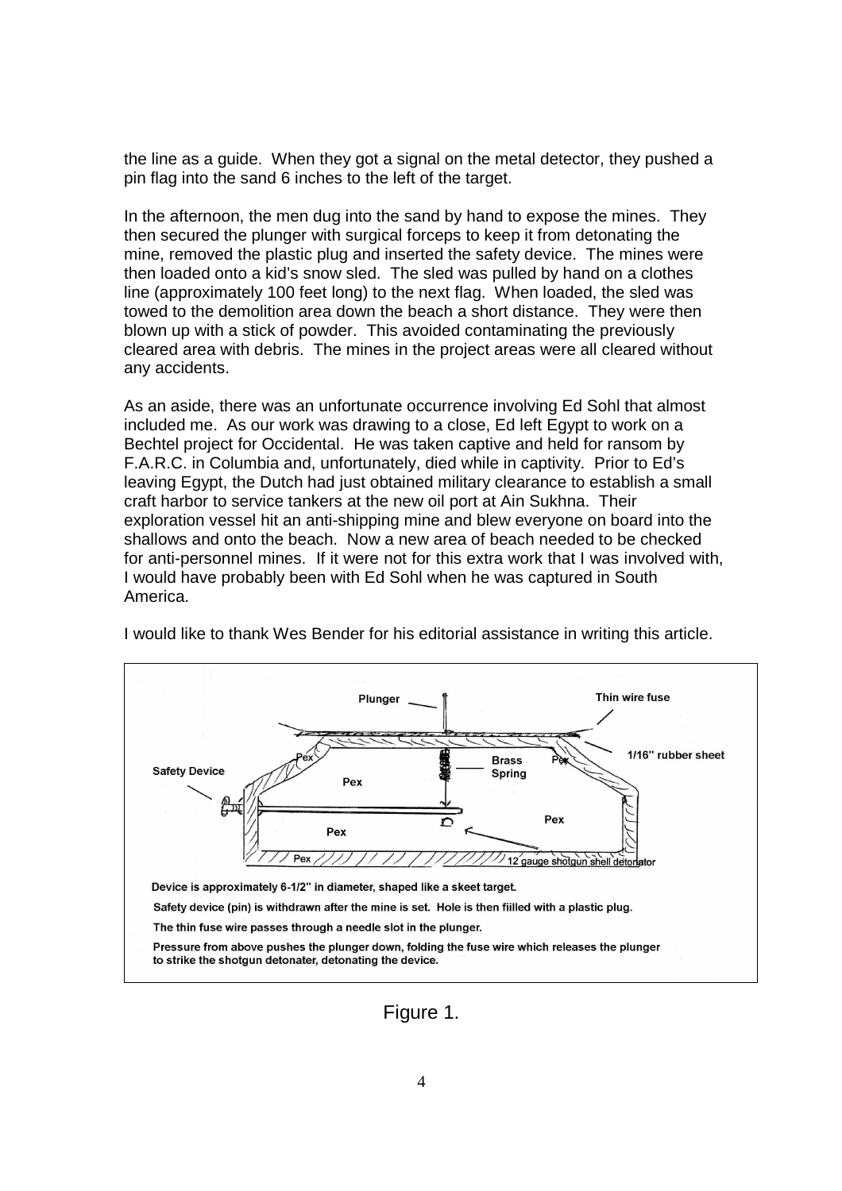the line as a guide. When they got a signal on the metal detector, they pushed a pin flag into the sand 6 inches to the left of the target.

In the afternoon, the men dug into the sand by hand to expose the mines. They then secured the plunger with surgical forceps to keep it from detonating the mine, removed the plastic plug and inserted the safety device. The mines were then loaded onto a kid's snow sled. The sled was pulled by hand on a clothes line (approximately 100 feet long) to the next flag. When loaded, the sled was towed to the demolition area down the beach a short distance. They were then blown up with a stick of powder. This avoided contaminating the previously cleared area with debris. The mines in the project areas were all cleared without any accidents.

As an aside, there was an unfortunate occurrence involving Ed Sohl that almost included me. As our work was drawing to a close, Ed left Egypt to work on a Bechtel project for Occidental. He was taken captive and held for ransom by F.A.R.C. in Columbia and, unfortunately, died while in captivity. Prior to Ed's leaving Egypt, the Dutch had just obtained military clearance to establish a small craft harbor to service tankers at the new oil port at Ain Sukhna. Their exploration vessel hit an anti-shipping mine and blew everyone on board into the shallows and onto the beach. Now a new area of beach needed to be checked for anti-personnel mines. If it were not for this extra work that I was involved with, I would have probably been with Ed Sohl when he was captured in South America.

I would like to thank Wes Bender for his editorial assistance in writing this article.

Plunger
Thin wire fuse
1/16" rubber sheet
Safety Device
Brass Spring
Pex
12 gauge shotgun shell detonator

Device is approximately 6-1/2" in diameter, shaped like a skeet target.

Safety device (pin) is withdrawn after the mine is set. Hole is then fiilled with a plastic plug.

The thin fuse wire passes through a needle slot in the plunger.

Pressure from above pushes the plunger down, folding the fuse wire which releases the plunger to strike the shotgun detonater, detonating the device.

Figure 1.